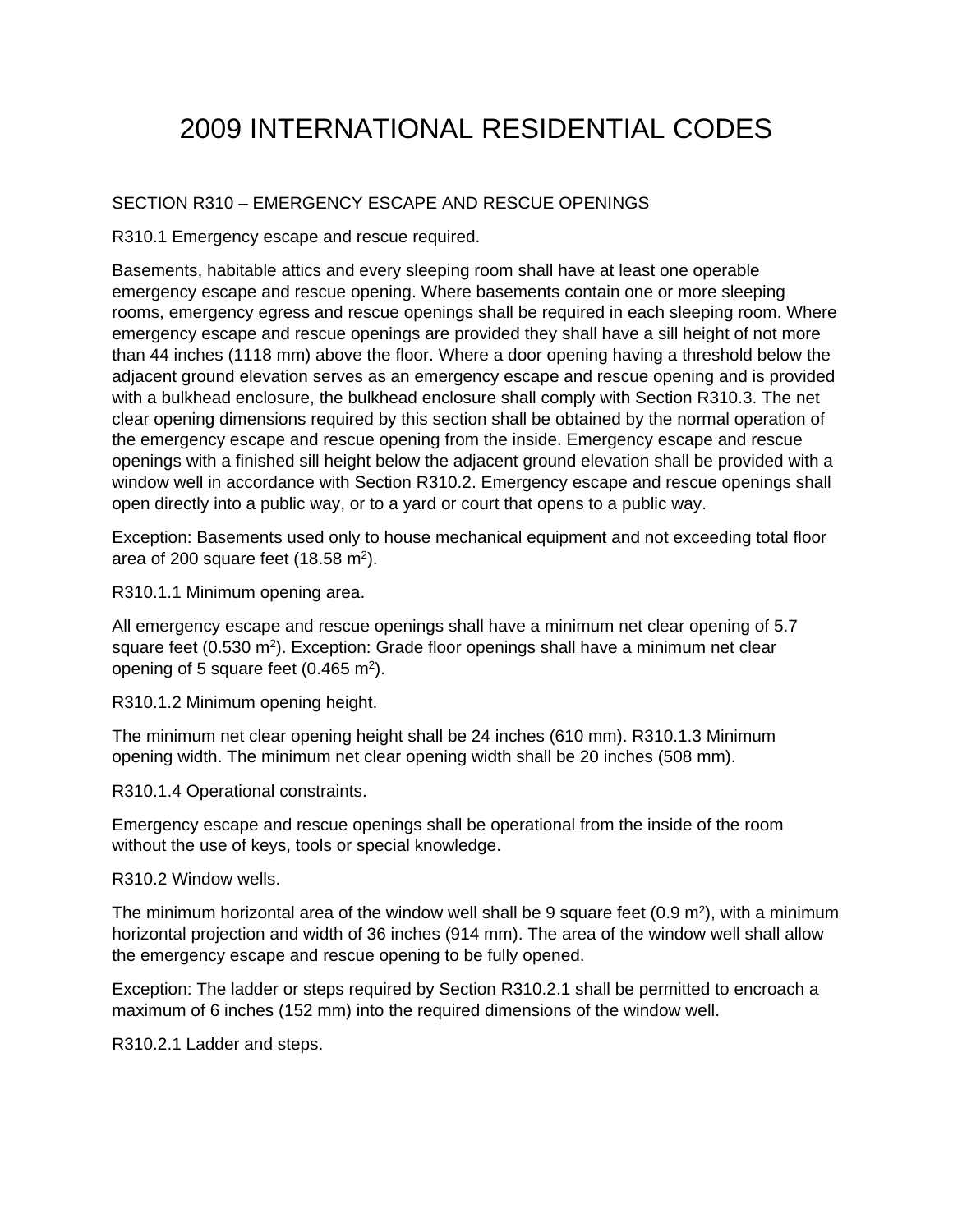# 2009 INTERNATIONAL RESIDENTIAL CODES

SECTION R310 – EMERGENCY ESCAPE AND RESCUE OPENINGS

R310.1 Emergency escape and rescue required.

Basements, habitable attics and every sleeping room shall have at least one operable emergency escape and rescue opening. Where basements contain one or more sleeping rooms, emergency egress and rescue openings shall be required in each sleeping room. Where emergency escape and rescue openings are provided they shall have a sill height of not more than 44 inches (1118 mm) above the floor. Where a door opening having a threshold below the adjacent ground elevation serves as an emergency escape and rescue opening and is provided with a bulkhead enclosure, the bulkhead enclosure shall comply with Section R310.3. The net clear opening dimensions required by this section shall be obtained by the normal operation of the emergency escape and rescue opening from the inside. Emergency escape and rescue openings with a finished sill height below the adjacent ground elevation shall be provided with a window well in accordance with Section R310.2. Emergency escape and rescue openings shall open directly into a public way, or to a yard or court that opens to a public way.

Exception: Basements used only to house mechanical equipment and not exceeding total floor area of 200 square feet (18.58 $m^2$).

R310.1.1 Minimum opening area.

All emergency escape and rescue openings shall have a minimum net clear opening of 5.7 square feet (0.530 $m^2$). Exception: Grade floor openings shall have a minimum net clear opening of 5 square feet (0.465 $m^2$).

R310.1.2 Minimum opening height.

The minimum net clear opening height shall be 24 inches (610 mm). R310.1.3 Minimum opening width. The minimum net clear opening width shall be 20 inches (508 mm).

R310.1.4 Operational constraints.

Emergency escape and rescue openings shall be operational from the inside of the room without the use of keys, tools or special knowledge.

R310.2 Window wells.

The minimum horizontal area of the window well shall be 9 square feet (0.9 $m^2$), with a minimum horizontal projection and width of 36 inches (914 mm). The area of the window well shall allow the emergency escape and rescue opening to be fully opened.

Exception: The ladder or steps required by Section R310.2.1 shall be permitted to encroach a maximum of 6 inches (152 mm) into the required dimensions of the window well.

R310.2.1 Ladder and steps.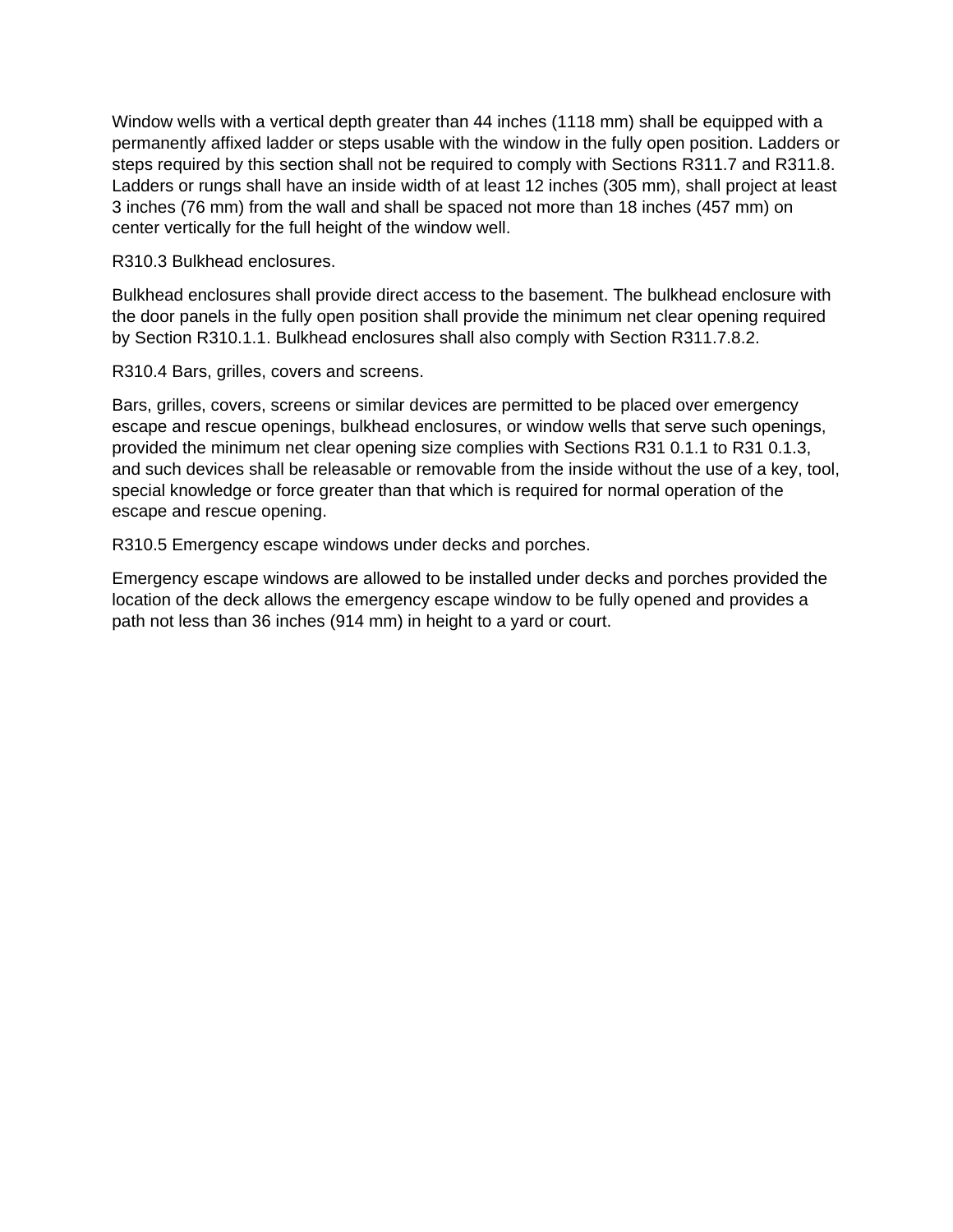Window wells with a vertical depth greater than 44 inches (1118 mm) shall be equipped with a permanently affixed ladder or steps usable with the window in the fully open position. Ladders or steps required by this section shall not be required to comply with Sections R311.7 and R311.8. Ladders or rungs shall have an inside width of at least 12 inches (305 mm), shall project at least 3 inches (76 mm) from the wall and shall be spaced not more than 18 inches (457 mm) on center vertically for the full height of the window well.

R310.3 Bulkhead enclosures.

Bulkhead enclosures shall provide direct access to the basement. The bulkhead enclosure with the door panels in the fully open position shall provide the minimum net clear opening required by Section R310.1.1. Bulkhead enclosures shall also comply with Section R311.7.8.2.

R310.4 Bars, grilles, covers and screens.

Bars, grilles, covers, screens or similar devices are permitted to be placed over emergency escape and rescue openings, bulkhead enclosures, or window wells that serve such openings, provided the minimum net clear opening size complies with Sections R31 0.1.1 to R31 0.1.3, and such devices shall be releasable or removable from the inside without the use of a key, tool, special knowledge or force greater than that which is required for normal operation of the escape and rescue opening.

R310.5 Emergency escape windows under decks and porches.

Emergency escape windows are allowed to be installed under decks and porches provided the location of the deck allows the emergency escape window to be fully opened and provides a path not less than 36 inches (914 mm) in height to a yard or court.